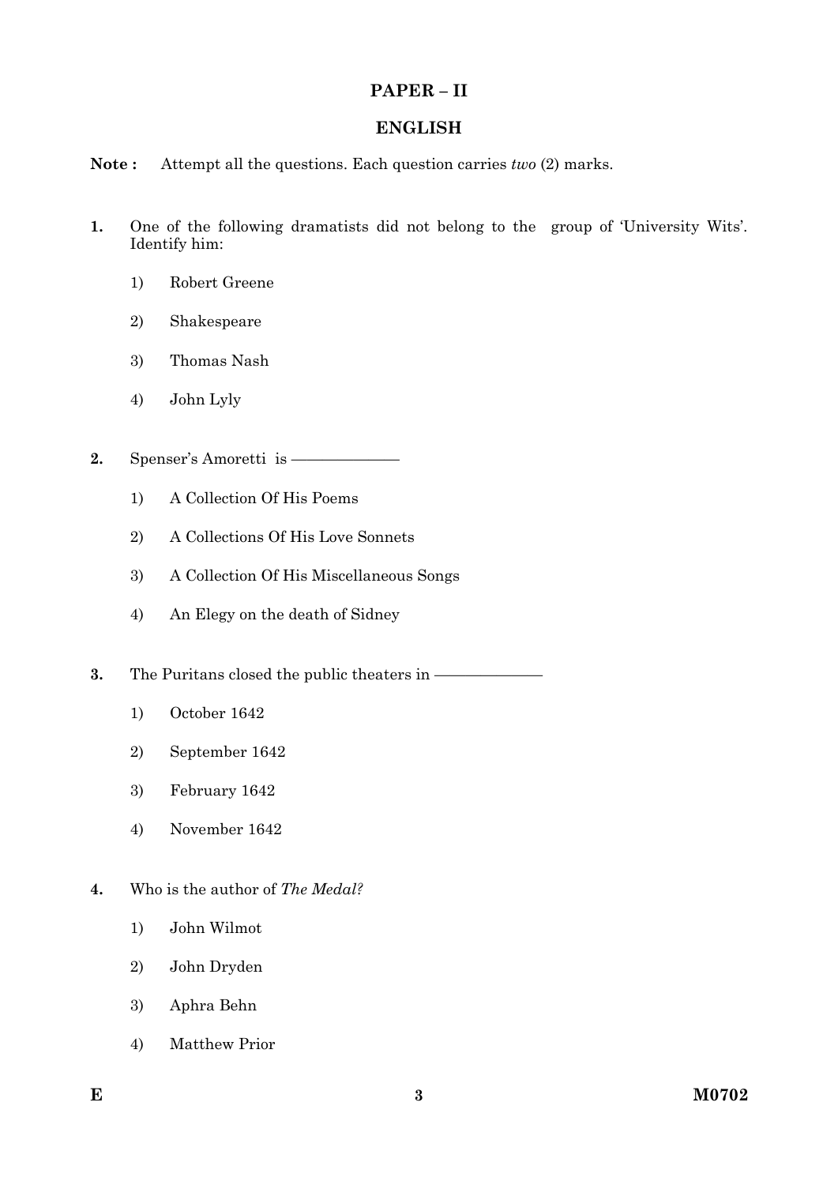# PAPER – II

## ENGLISH

**Note :** Attempt all the questions. Each question carries *two* (2) marks.

**1.** One of the following dramatists did not belong to the group of 'University Wits'. Identify him:

1) Robert Greene
2) Shakespeare
3) Thomas Nash
4) John Lyly

**2.** Spenser's Amoretti is ——————

1) A Collection Of His Poems
2) A Collections Of His Love Sonnets
3) A Collection Of His Miscellaneous Songs
4) An Elegy on the death of Sidney

**3.** The Puritans closed the public theaters in ——————

1) October 1642
2) September 1642
3) February 1642
4) November 1642

**4.** Who is the author of *The Medal?*

1) John Wilmot
2) John Dryden
3) Aphra Behn
4) Matthew Prior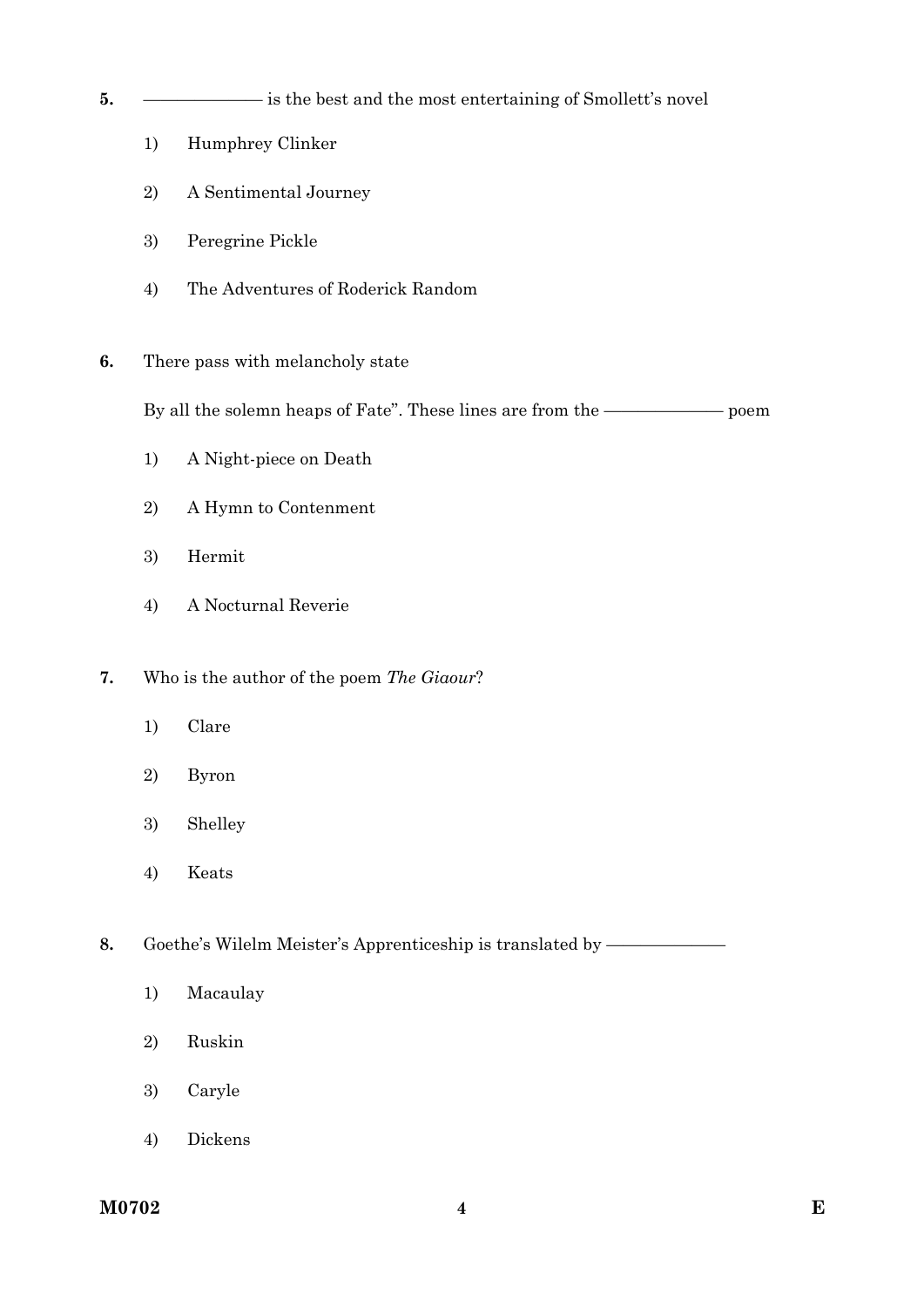**5.** ―――――― is the best and the most entertaining of Smollett's novel

1) Humphrey Clinker

2) A Sentimental Journey

3) Peregrine Pickle

4) The Adventures of Roderick Random

**6.** There pass with melancholy state

By all the solemn heaps of Fate". These lines are from the ―――――― poem

1) A Night-piece on Death

2) A Hymn to Contenment

3) Hermit

4) A Nocturnal Reverie

**7.** Who is the author of the poem *The Giaour*?

1) Clare

2) Byron

3) Shelley

4) Keats

**8.** Goethe's Wilelm Meister's Apprenticeship is translated by ――――――

1) Macaulay

2) Ruskin

3) Caryle

4) Dickens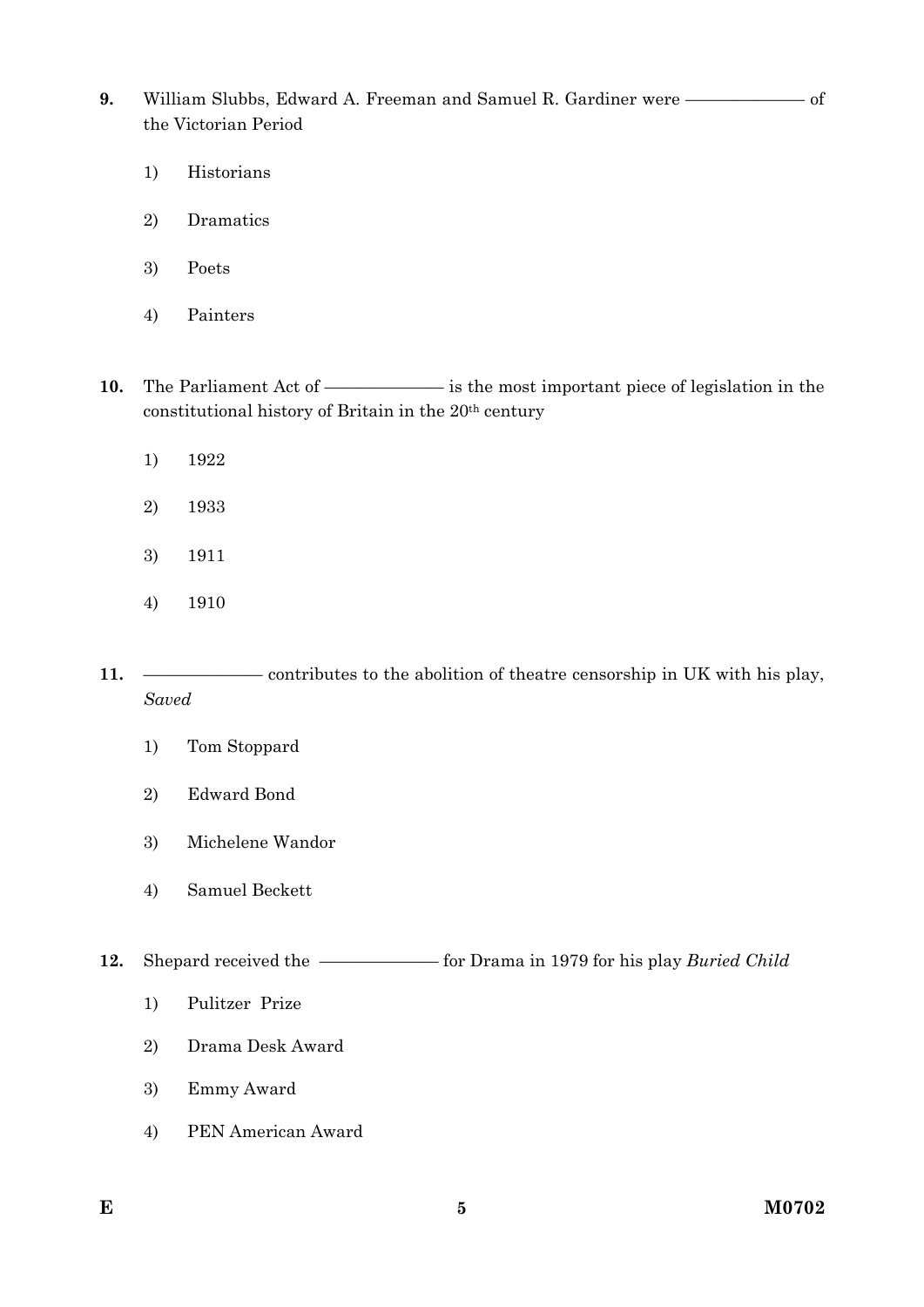**9.** William Slubbs, Edward A. Freeman and Samuel R. Gardiner were ———————— of the Victorian Period

1) Historians
2) Dramatics
3) Poets
4) Painters

**10.** The Parliament Act of ———————— is the most important piece of legislation in the constitutional history of Britain in the 20th century

1) 1922
2) 1933
3) 1911
4) 1910

**11.** ———————— contributes to the abolition of theatre censorship in UK with his play, *Saved*

1) Tom Stoppard
2) Edward Bond
3) Michelene Wandor
4) Samuel Beckett

**12.** Shepard received the ———————— for Drama in 1979 for his play *Buried Child*

1) Pulitzer Prize
2) Drama Desk Award
3) Emmy Award
4) PEN American Award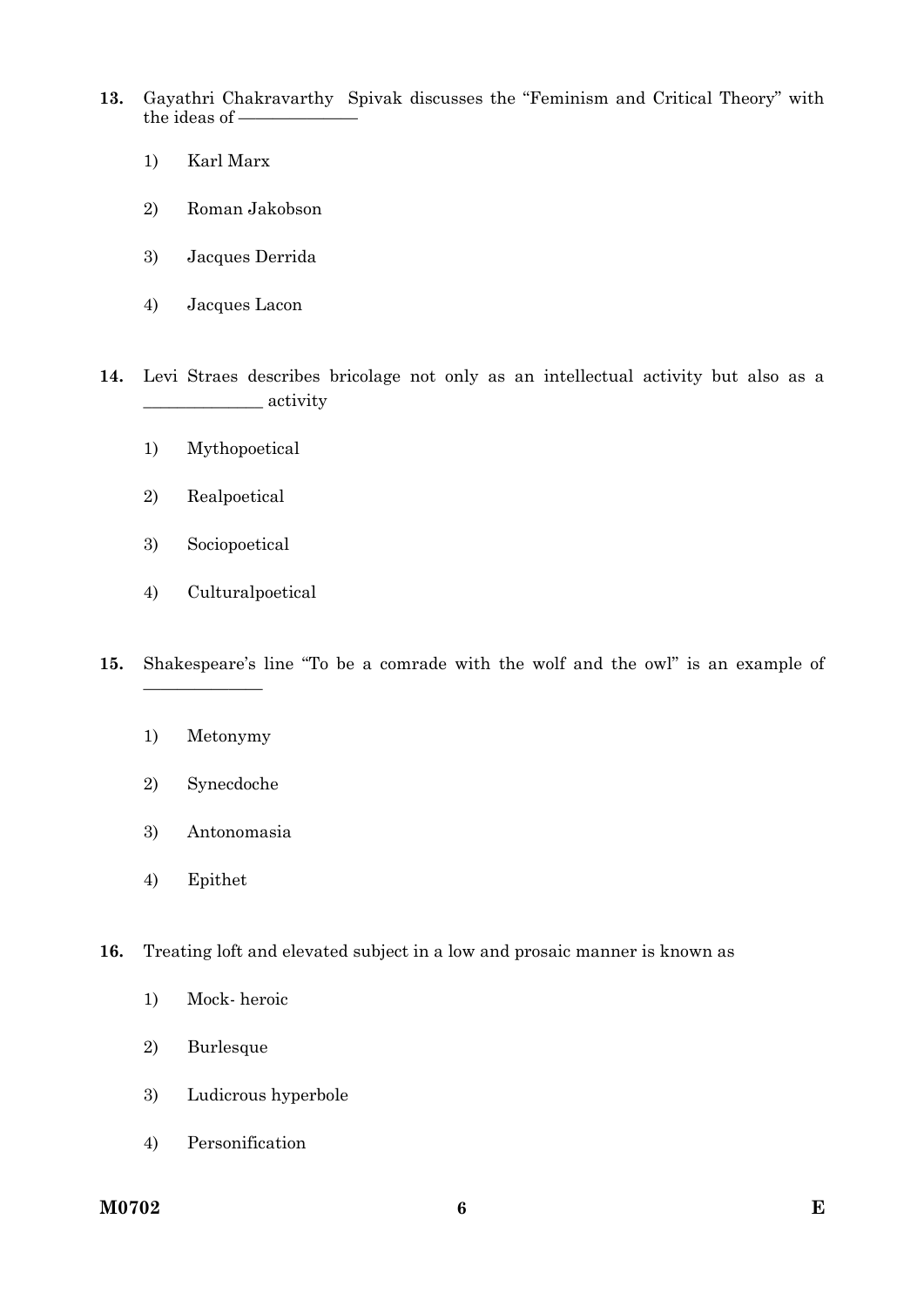13. Gayathri Chakravarthy Spivak discusses the "Feminism and Critical Theory" with the ideas of ——————

    1) Karl Marx

    2) Roman Jakobson

    3) Jacques Derrida

    4) Jacques Lacon

14. Levi Straes describes bricolage not only as an intellectual activity but also as a ______________ activity

    1) Mythopoetical

    2) Realpoetical

    3) Sociopoetical

    4) Culturalpoetical

15. Shakespeare's line "To be a comrade with the wolf and the owl" is an example of ______________

    1) Metonymy

    2) Synecdoche

    3) Antonomasia

    4) Epithet

16. Treating loft and elevated subject in a low and prosaic manner is known as

    1) Mock- heroic

    2) Burlesque

    3) Ludicrous hyperbole

    4) Personification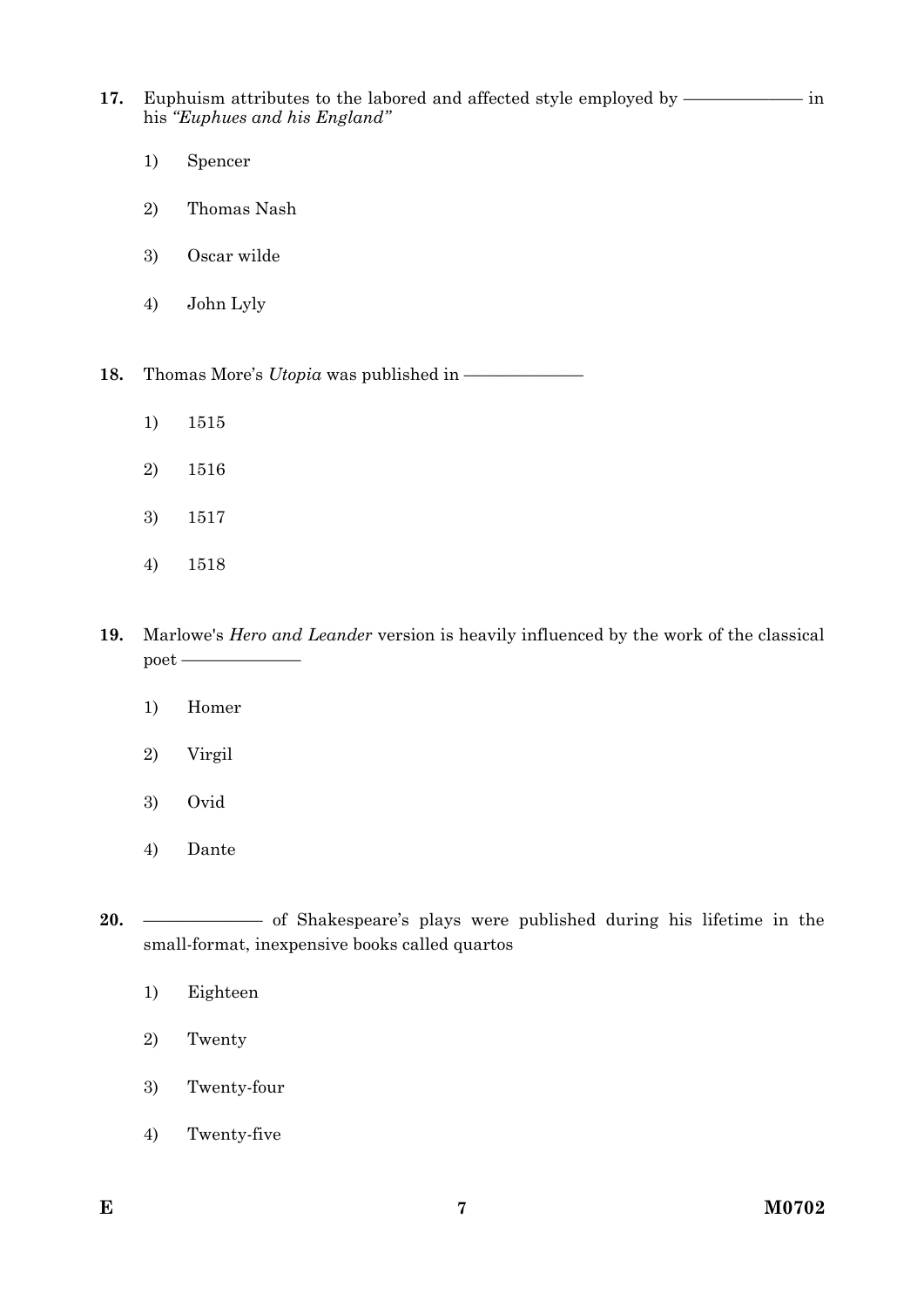17. Euphuism attributes to the labored and affected style employed by ———————— in his *"Euphues and his England"*

    1) Spencer

    2) Thomas Nash

    3) Oscar wilde

    4) John Lyly

18. Thomas More's *Utopia* was published in ————————

    1) 1515

    2) 1516

    3) 1517

    4) 1518

19. Marlowe's *Hero and Leander* version is heavily influenced by the work of the classical poet ————————

    1) Homer

    2) Virgil

    3) Ovid

    4) Dante

20. ———————— of Shakespeare's plays were published during his lifetime in the small-format, inexpensive books called quartos

    1) Eighteen

    2) Twenty

    3) Twenty-four

    4) Twenty-five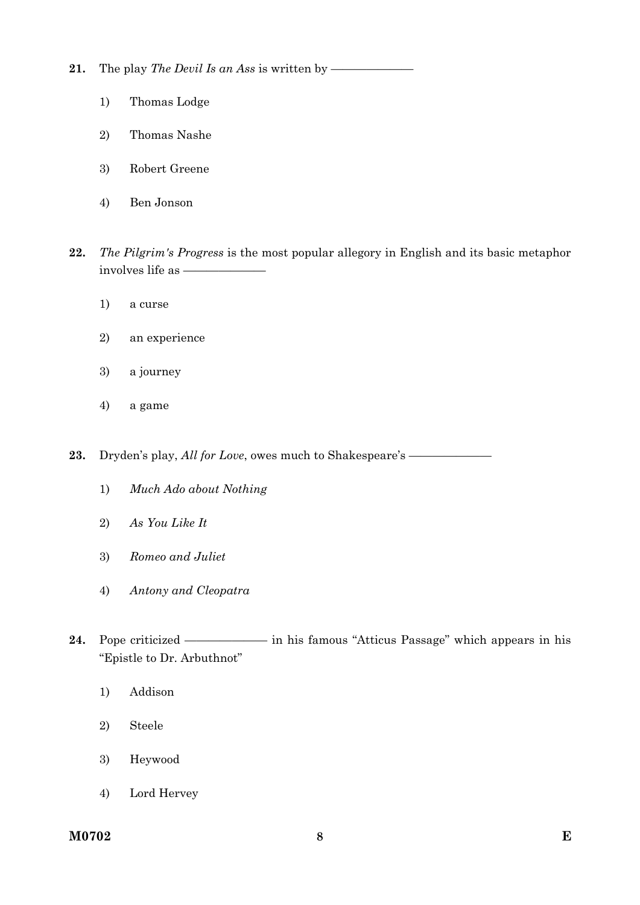**21.** The play *The Devil Is an Ass* is written by ——————

1) Thomas Lodge
2) Thomas Nashe
3) Robert Greene
4) Ben Jonson

**22.** *The Pilgrim's Progress* is the most popular allegory in English and its basic metaphor involves life as ——————

1) a curse
2) an experience
3) a journey
4) a game

**23.** Dryden's play, *All for Love*, owes much to Shakespeare's ——————

1) *Much Ado about Nothing*
2) *As You Like It*
3) *Romeo and Juliet*
4) *Antony and Cleopatra*

**24.** Pope criticized —————— in his famous "Atticus Passage" which appears in his "Epistle to Dr. Arbuthnot"

1) Addison
2) Steele
3) Heywood
4) Lord Hervey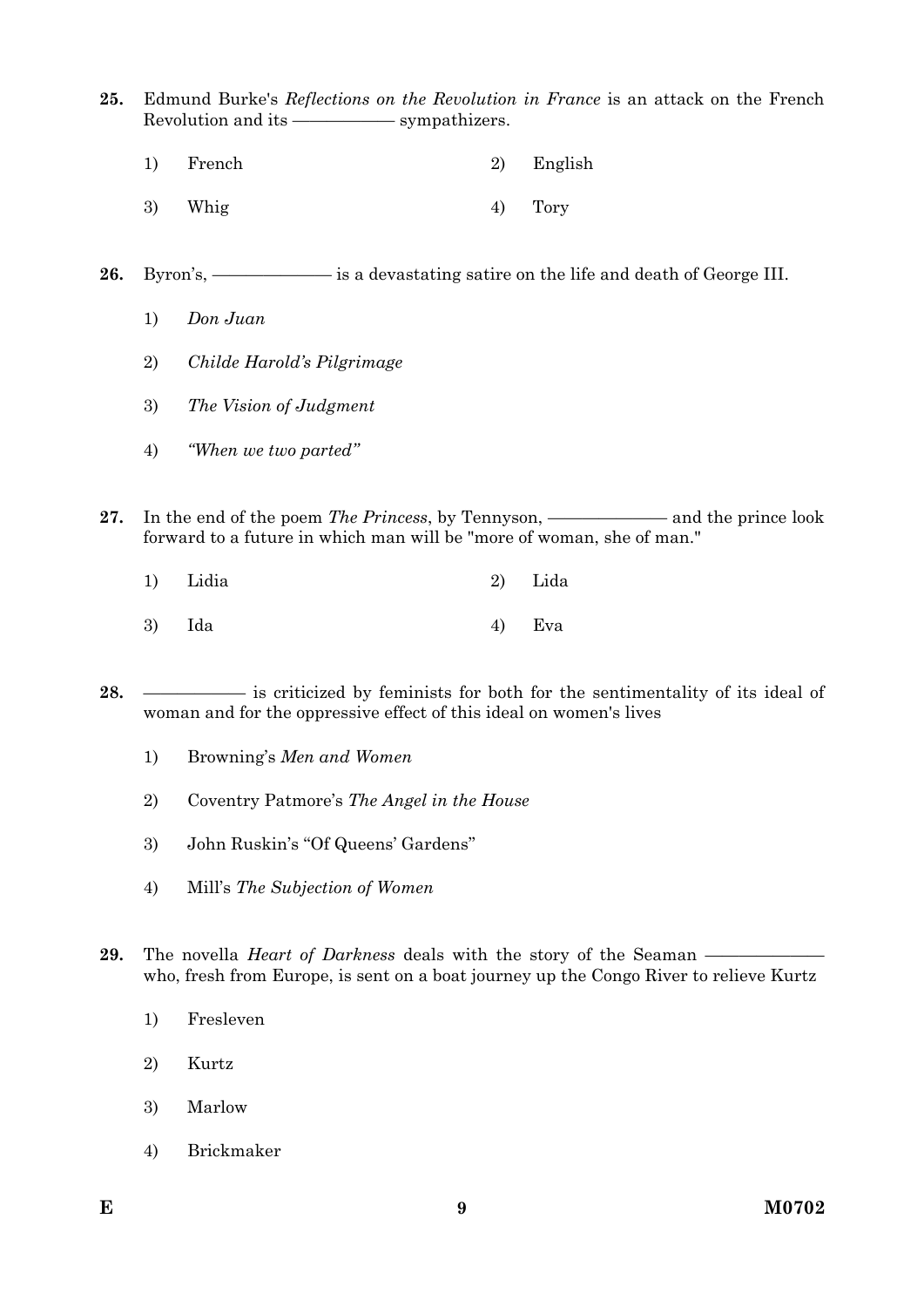**25.** Edmund Burke's *Reflections on the Revolution in France* is an attack on the French Revolution and its ———— sympathizers.

1) French 2) English

3) Whig 4) Tory

**26.** Byron's, ———— is a devastating satire on the life and death of George III.

1) *Don Juan*

2) *Childe Harold's Pilgrimage*

3) *The Vision of Judgment*

4) *"When we two parted"*

**27.** In the end of the poem *The Princess*, by Tennyson, ———— and the prince look forward to a future in which man will be "more of woman, she of man."

1) Lidia 2) Lida

3) Ida 4) Eva

**28.** ———— is criticized by feminists for both for the sentimentality of its ideal of woman and for the oppressive effect of this ideal on women's lives

1) Browning's *Men and Women*

2) Coventry Patmore's *The Angel in the House*

3) John Ruskin's "Of Queens' Gardens"

4) Mill's *The Subjection of Women*

**29.** The novella *Heart of Darkness* deals with the story of the Seaman ———— who, fresh from Europe, is sent on a boat journey up the Congo River to relieve Kurtz

1) Fresleven

2) Kurtz

3) Marlow

4) Brickmaker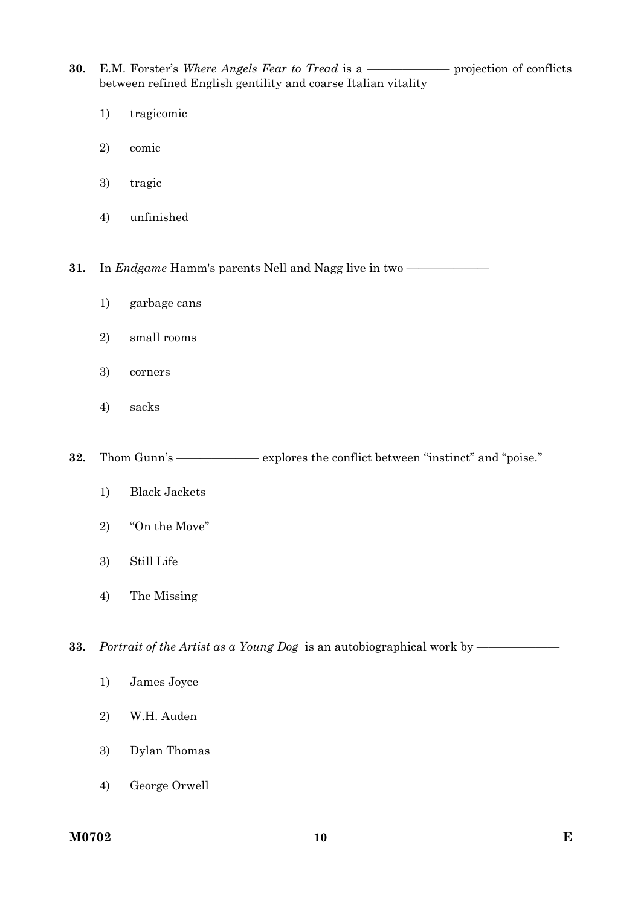**30.** E.M. Forster's *Where Angels Fear to Tread* is a ———— projection of conflicts between refined English gentility and coarse Italian vitality

1) tragicomic

2) comic

3) tragic

4) unfinished

**31.** In *Endgame* Hamm's parents Nell and Nagg live in two ————

1) garbage cans

2) small rooms

3) corners

4) sacks

**32.** Thom Gunn's ———— explores the conflict between "instinct" and "poise."

1) Black Jackets

2) "On the Move"

3) Still Life

4) The Missing

**33.** *Portrait of the Artist as a Young Dog* is an autobiographical work by ————

1) James Joyce

2) W.H. Auden

3) Dylan Thomas

4) George Orwell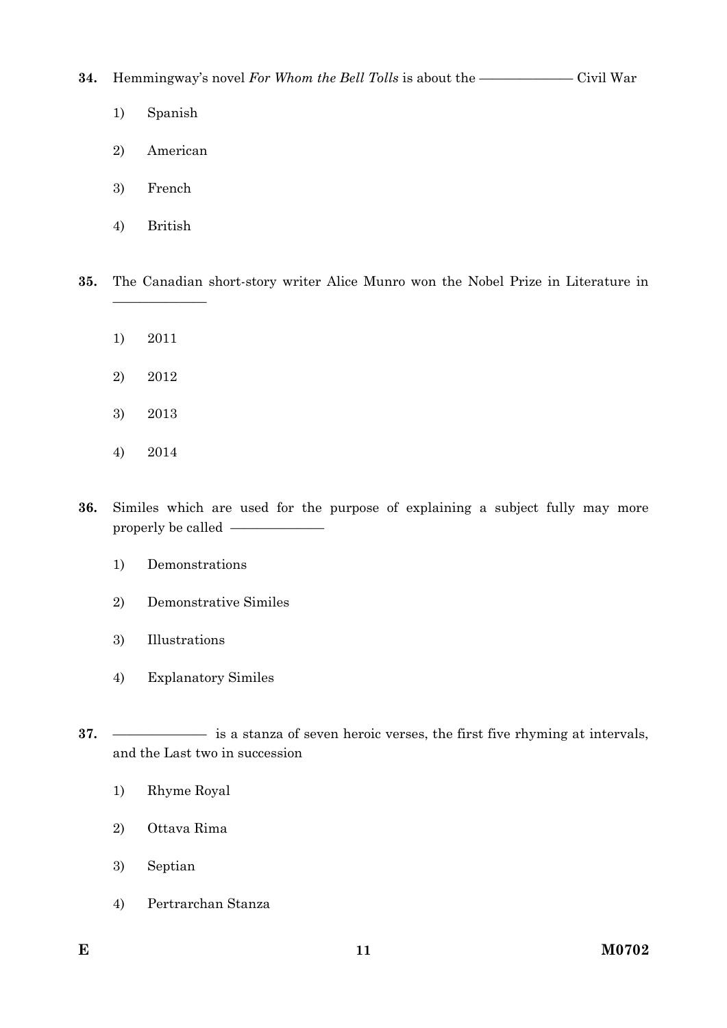**34.** Hemmingway's novel *For Whom the Bell Tolls* is about the ————— Civil War

1) Spanish
2) American
3) French
4) British

**35.** The Canadian short-story writer Alice Munro won the Nobel Prize in Literature in —————

1) 2011
2) 2012
3) 2013
4) 2014

**36.** Similes which are used for the purpose of explaining a subject fully may more properly be called —————

1) Demonstrations
2) Demonstrative Similes
3) Illustrations
4) Explanatory Similes

**37.** ————— is a stanza of seven heroic verses, the first five rhyming at intervals, and the Last two in succession

1) Rhyme Royal
2) Ottava Rima
3) Septian
4) Pertrarchan Stanza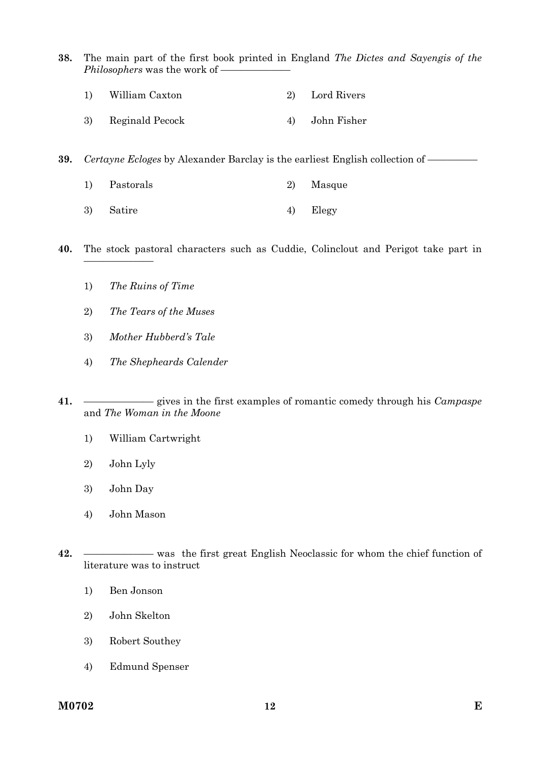**38.** The main part of the first book printed in England *The Dictes and Sayengis of the Philosophers* was the work of ——————

1) William Caxton
2) Lord Rivers
3) Reginald Pecock
4) John Fisher

**39.** *Certayne Ecloges* by Alexander Barclay is the earliest English collection of —————

1) Pastorals
2) Masque
3) Satire
4) Elegy

**40.** The stock pastoral characters such as Cuddie, Colinclout and Perigot take part in ——————

1) *The Ruins of Time*
2) *The Tears of the Muses*
3) *Mother Hubberd's Tale*
4) *The Shepheards Calender*

**41.** —————— gives in the first examples of romantic comedy through his *Campaspe* and *The Woman in the Moone*

1) William Cartwright
2) John Lyly
3) John Day
4) John Mason

**42.** —————— was the first great English Neoclassic for whom the chief function of literature was to instruct

1) Ben Jonson
2) John Skelton
3) Robert Southey
4) Edmund Spenser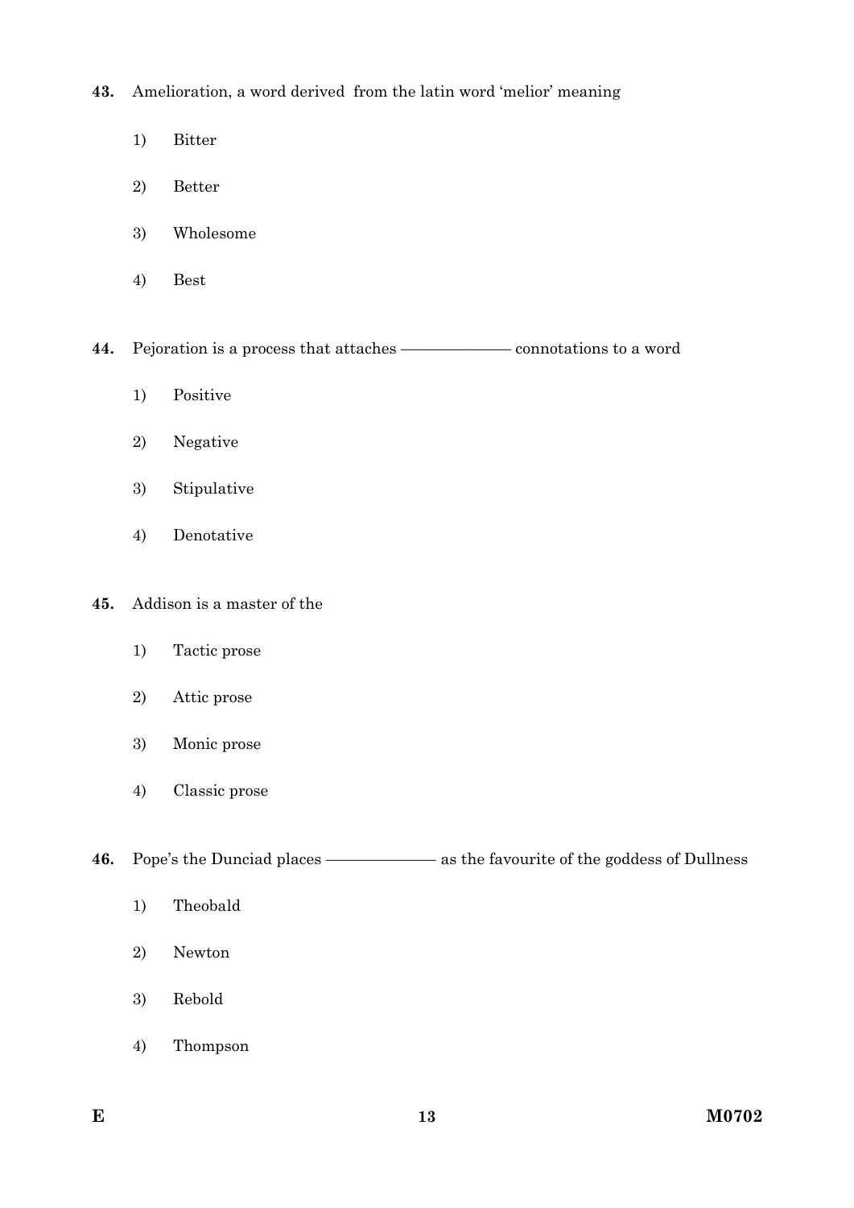**43.** Amelioration, a word derived from the latin word 'melior' meaning

1) Bitter

2) Better

3) Wholesome

4) Best

**44.** Pejoration is a process that attaches ————— connotations to a word

1) Positive

2) Negative

3) Stipulative

4) Denotative

**45.** Addison is a master of the

1) Tactic prose

2) Attic prose

3) Monic prose

4) Classic prose

**46.** Pope's the Dunciad places ————— as the favourite of the goddess of Dullness

1) Theobald

2) Newton

3) Rebold

4) Thompson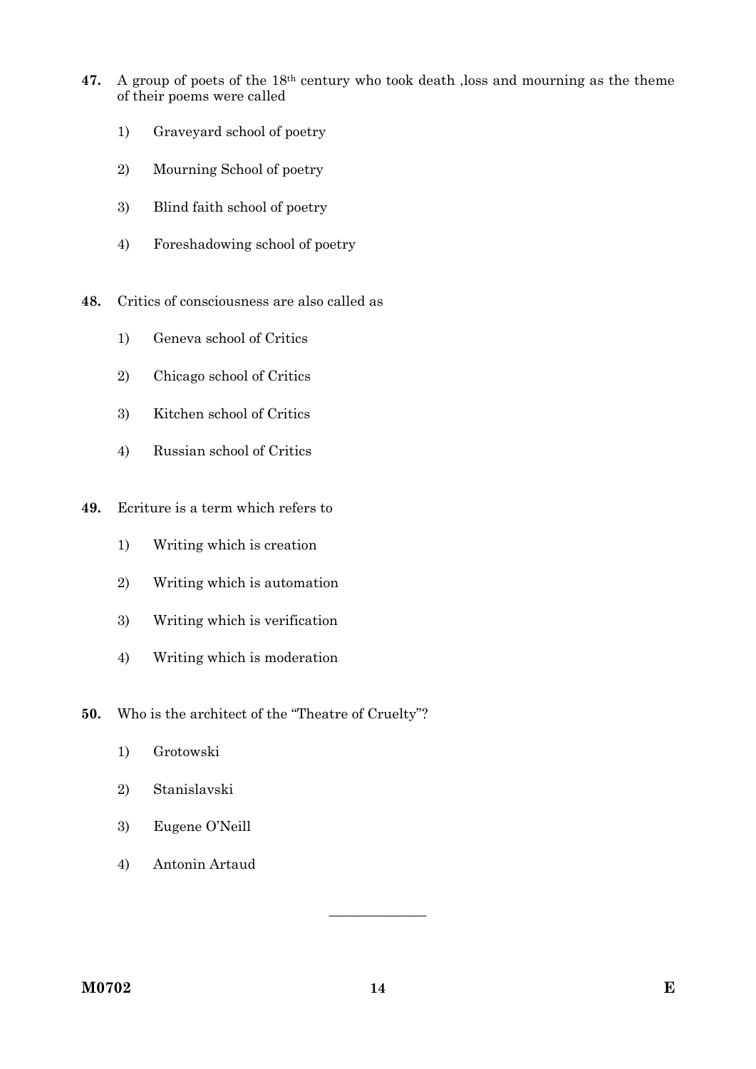**47.** A group of poets of the 18th century who took death ,loss and mourning as the theme of their poems were called

1) Graveyard school of poetry

2) Mourning School of poetry

3) Blind faith school of poetry

4) Foreshadowing school of poetry

**48.** Critics of consciousness are also called as

1) Geneva school of Critics

2) Chicago school of Critics

3) Kitchen school of Critics

4) Russian school of Critics

**49.** Ecriture is a term which refers to

1) Writing which is creation

2) Writing which is automation

3) Writing which is verification

4) Writing which is moderation

**50.** Who is the architect of the "Theatre of Cruelty"?

1) Grotowski

2) Stanislavski

3) Eugene O'Neill

4) Antonin Artaud

---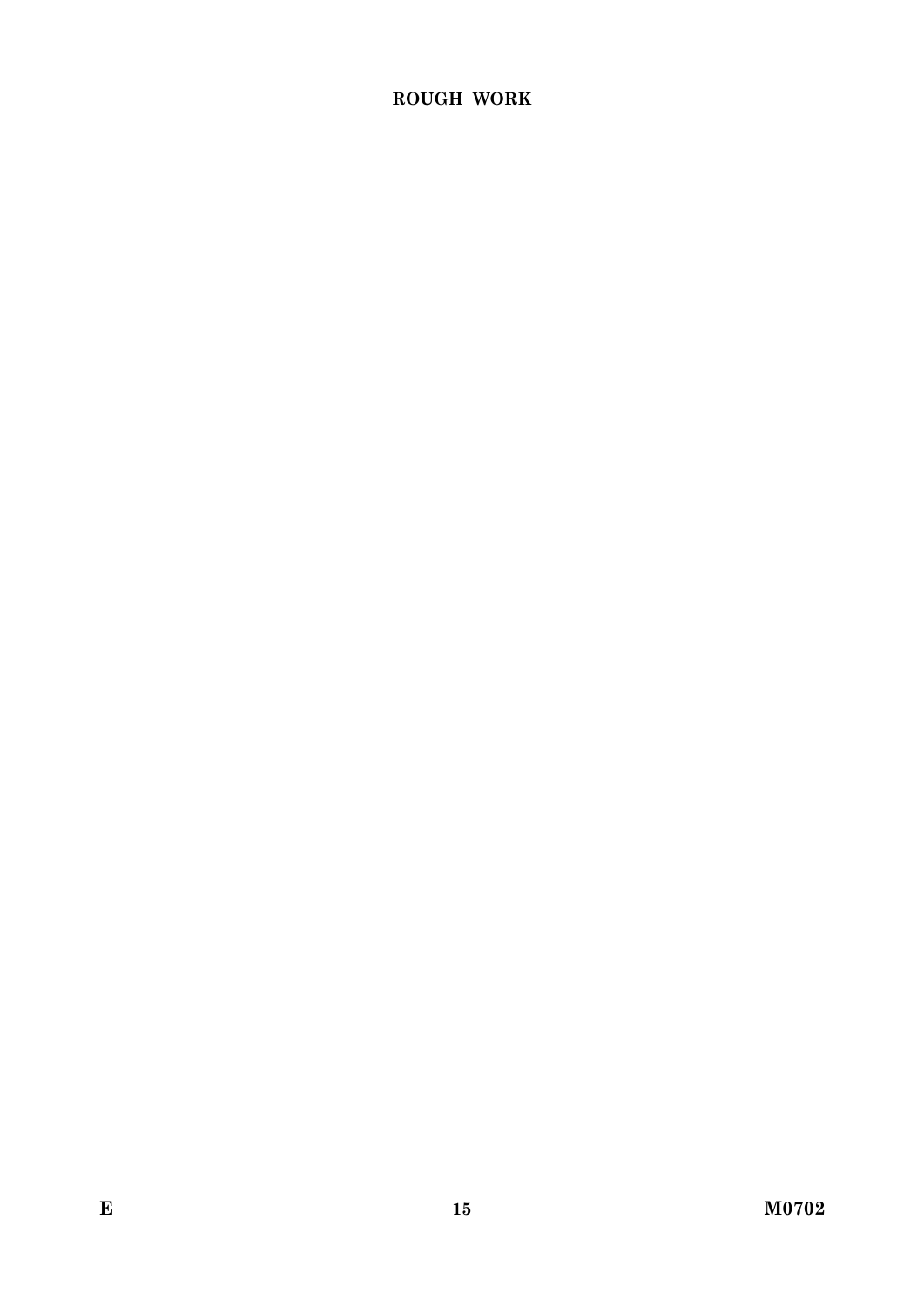**ROUGH WORK**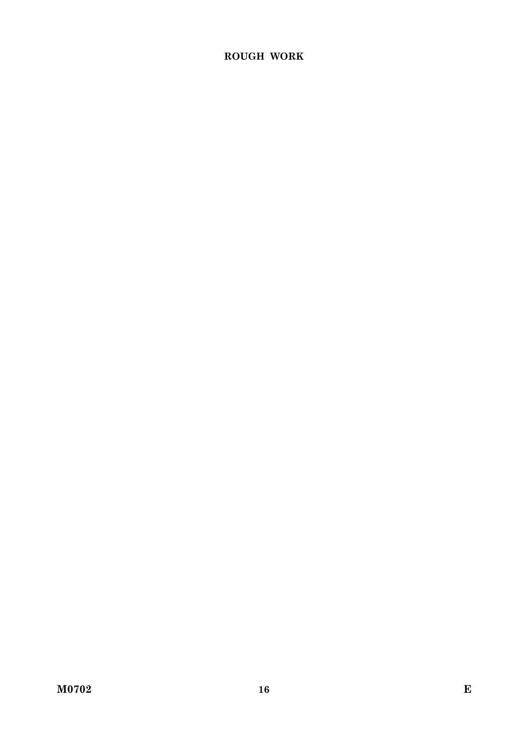**ROUGH WORK**